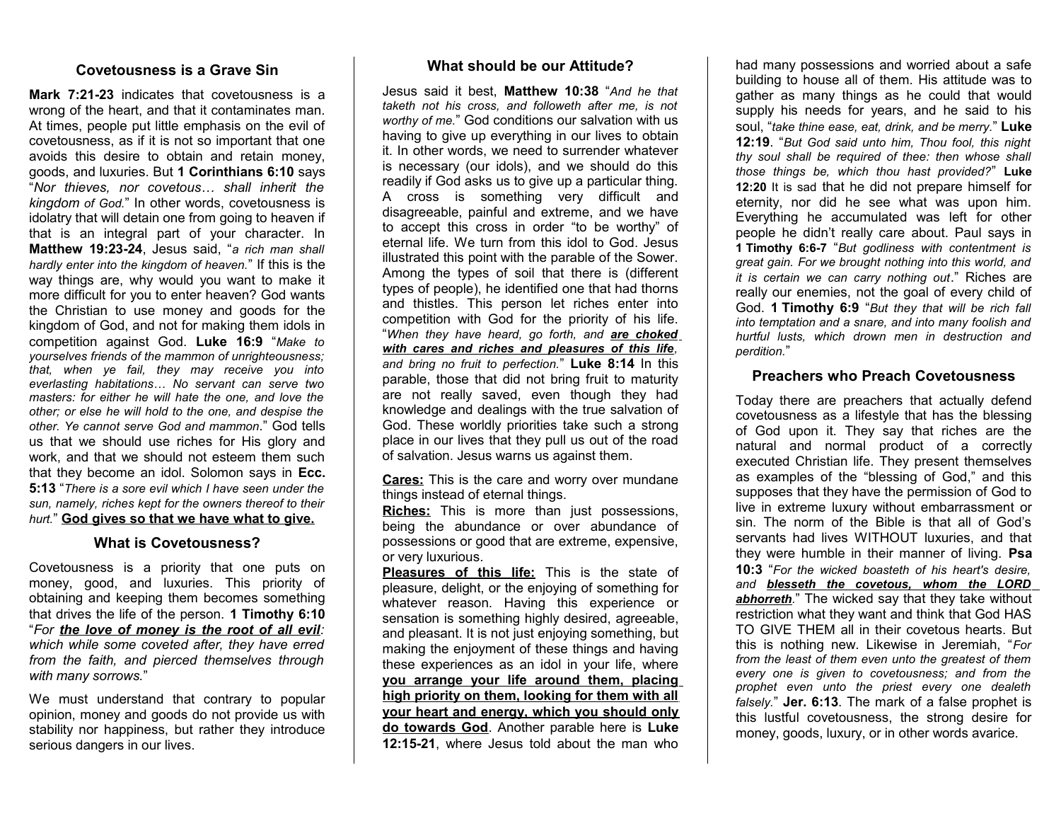## Covetousness is a Grave Sin

**Mark 7:21-23** indicates that covetousness is a wrong of the heart, and that it contaminates man. At times, people put little emphasis on the evil of covetousness, as if it is not so important that one avoids this desire to obtain and retain money, goods, and luxuries. But **1 Corinthians 6:10** says "*Nor thieves, nor covetous… shall inherit the kingdom of God.*" In other words, covetousness is idolatry that will detain one from going to heaven if that is an integral part of your character. In **Matthew 19:23-24**, Jesus said, "*a rich man shall hardly enter into the kingdom of heaven.*" If this is the way things are, why would you want to make it more difficult for you to enter heaven? God wants the Christian to use money and goods for the kingdom of God, and not for making them idols in competition against God. **Luke 16:9** "*Make to yourselves friends of the mammon of unrighteousness; that, when ye fail, they may receive you into everlasting habitations… No servant can serve two masters: for either he will hate the one, and love the other; or else he will hold to the one, and despise the other. Ye cannot serve God and mammon.*" God tells us that we should use riches for His glory and work, and that we should not esteem them such that they become an idol. Solomon says in **Ecc. 5:13** "*There is a sore evil which I have seen under the sun, namely, riches kept for the owners thereof to their hurt.*" **<u>God gives so that we have what to give.</u>**

## What is Covetousness?

Covetousness is a priority that one puts on money, good, and luxuries. This priority of obtaining and keeping them becomes something that drives the life of the person. **1 Timothy 6:10** "*For **<u>the love of money is the root of all evil</u>**: which while some coveted after, they have erred from the faith, and pierced themselves through with many sorrows.*"

We must understand that contrary to popular opinion, money and goods do not provide us with stability nor happiness, but rather they introduce serious dangers in our lives.

## What should be our Attitude?

Jesus said it best, **Matthew 10:38** "*And he that taketh not his cross, and followeth after me, is not worthy of me.*" God conditions our salvation with us having to give up everything in our lives to obtain it. In other words, we need to surrender whatever is necessary (our idols), and we should do this readily if God asks us to give up a particular thing. A cross is something very difficult and disagreeable, painful and extreme, and we have to accept this cross in order "to be worthy" of eternal life. We turn from this idol to God. Jesus illustrated this point with the parable of the Sower. Among the types of soil that there is (different types of people), he identified one that had thorns and thistles. This person let riches enter into competition with God for the priority of his life. "*When they have heard, go forth, and **<u>are choked with cares and riches and pleasures of this life</u>**, and bring no fruit to perfection.*" **Luke 8:14** In this parable, those that did not bring fruit to maturity are not really saved, even though they had knowledge and dealings with the true salvation of God. These worldly priorities take such a strong place in our lives that they pull us out of the road of salvation. Jesus warns us against them.

**<u>Cares:</u>** This is the care and worry over mundane things instead of eternal things.

**<u>Riches:</u>** This is more than just possessions, being the abundance or over abundance of possessions or good that are extreme, expensive, or very luxurious.

**<u>Pleasures of this life:</u>** This is the state of pleasure, delight, or the enjoying of something for whatever reason. Having this experience or sensation is something highly desired, agreeable, and pleasant. It is not just enjoying something, but making the enjoyment of these things and having these experiences as an idol in your life, where **<u>you arrange your life around them, placing high priority on them, looking for them with all your heart and energy, which you should only do towards God</u>**. Another parable here is **Luke 12:15-21**, where Jesus told about the man who had many possessions and worried about a safe building to house all of them. His attitude was to gather as many things as he could that would supply his needs for years, and he said to his soul, "*take thine ease, eat, drink, and be merry.*" **Luke 12:19**. "*But God said unto him, Thou fool, this night thy soul shall be required of thee: then whose shall those things be, which thou hast provided?*" **Luke 12:20** It is sad that he did not prepare himself for eternity, nor did he see what was upon him. Everything he accumulated was left for other people he didn't really care about. Paul says in **1 Timothy 6:6-7** "*But godliness with contentment is great gain. For we brought nothing into this world, and it is certain we can carry nothing out*." Riches are really our enemies, not the goal of every child of God. **1 Timothy 6:9** "*But they that will be rich fall into temptation and a snare, and into many foolish and hurtful lusts, which drown men in destruction and perdition.*"

## Preachers who Preach Covetousness

Today there are preachers that actually defend covetousness as a lifestyle that has the blessing of God upon it. They say that riches are the natural and normal product of a correctly executed Christian life. They present themselves as examples of the "blessing of God," and this supposes that they have the permission of God to live in extreme luxury without embarrassment or sin. The norm of the Bible is that all of God's servants had lives WITHOUT luxuries, and that they were humble in their manner of living. **Psa 10:3** "*For the wicked boasteth of his heart's desire, and **<u>blesseth the covetous, whom the LORD abhorreth</u>**.*" The wicked say that they take without restriction what they want and think that God HAS TO GIVE THEM all in their covetous hearts. But this is nothing new. Likewise in Jeremiah, "*For from the least of them even unto the greatest of them every one is given to covetousness; and from the prophet even unto the priest every one dealeth falsely.*" **Jer. 6:13**. The mark of a false prophet is this lustful covetousness, the strong desire for money, goods, luxury, or in other words avarice.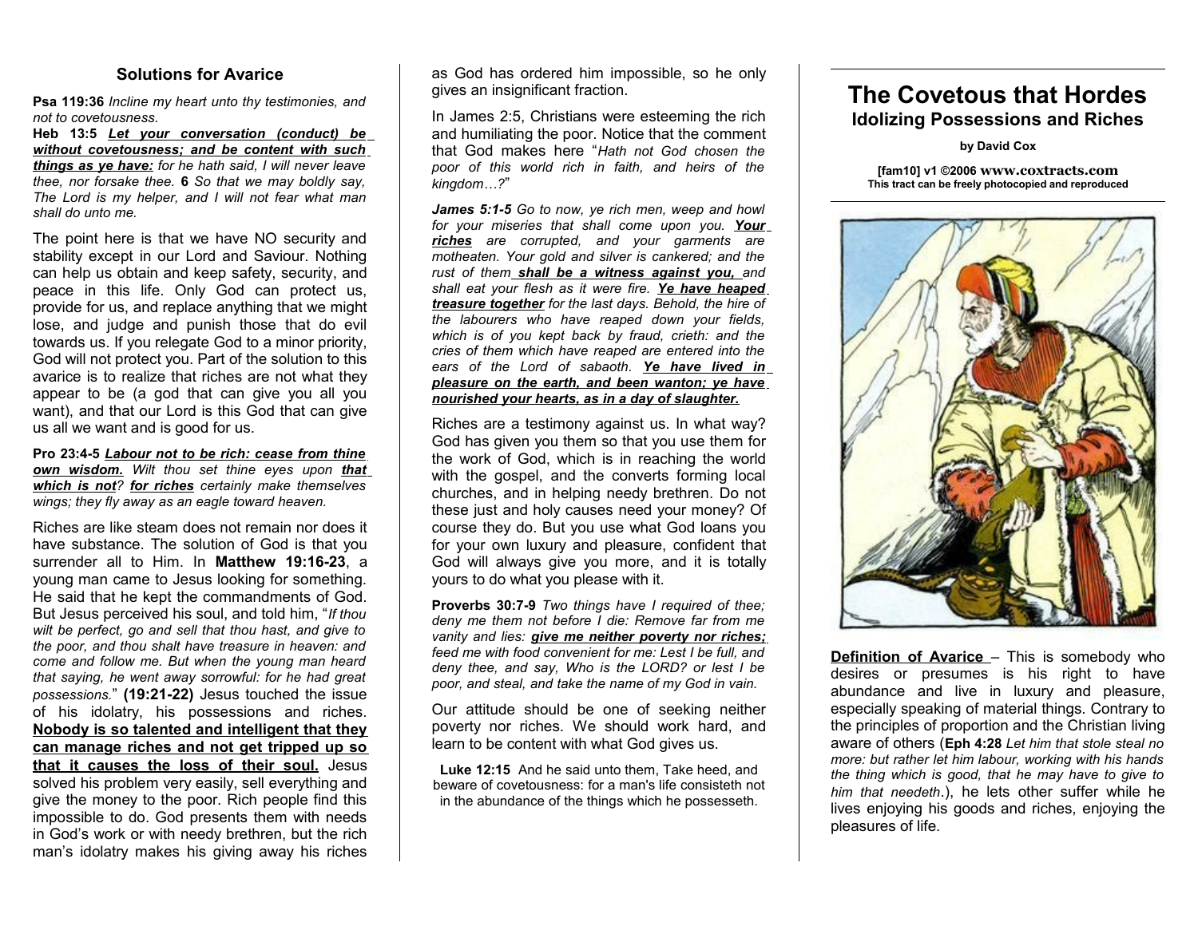### Solutions for Avarice

**Psa 119:36** *Incline my heart unto thy testimonies, and not to covetousness.*
**Heb 13:5** ***Let your conversation (conduct) be without covetousness; and be content with such things as ye have:*** *for he hath said, I will never leave thee, nor forsake thee.* **6** *So that we may boldly say, The Lord is my helper, and I will not fear what man shall do unto me.*

The point here is that we have NO security and stability except in our Lord and Saviour. Nothing can help us obtain and keep safety, security, and peace in this life. Only God can protect us, provide for us, and replace anything that we might lose, and judge and punish those that do evil towards us. If you relegate God to a minor priority, God will not protect you. Part of the solution to this avarice is to realize that riches are not what they appear to be (a god that can give you all you want), and that our Lord is this God that can give us all we want and is good for us.

**Pro 23:4-5** ***Labour not to be rich: cease from thine own wisdom.*** *Wilt thou set thine eyes upon* ***that which is not****?* ***for riches*** *certainly make themselves wings; they fly away as an eagle toward heaven.*

Riches are like steam does not remain nor does it have substance. The solution of God is that you surrender all to Him. In **Matthew 19:16-23**, a young man came to Jesus looking for something. He said that he kept the commandments of God. But Jesus perceived his soul, and told him, "*If thou wilt be perfect, go and sell that thou hast, and give to the poor, and thou shalt have treasure in heaven: and come and follow me. But when the young man heard that saying, he went away sorrowful: for he had great possessions.*" **(19:21-22)** Jesus touched the issue of his idolatry, his possessions and riches. **Nobody is so talented and intelligent that they can manage riches and not get tripped up so that it causes the loss of their soul.** Jesus solved his problem very easily, sell everything and give the money to the poor. Rich people find this impossible to do. God presents them with needs in God's work or with needy brethren, but the rich man's idolatry makes his giving away his riches as God has ordered him impossible, so he only gives an insignificant fraction.

In James 2:5, Christians were esteeming the rich and humiliating the poor. Notice that the comment that God makes here "*Hath not God chosen the poor of this world rich in faith, and heirs of the kingdom…?*"

***James 5:1-5*** *Go to now, ye rich men, weep and howl for your miseries that shall come upon you.* ***Your riches*** *are corrupted, and your garments are motheaten. Your gold and silver is cankered; and the rust of them* ***shall be a witness against you,*** *and shall eat your flesh as it were fire.* ***Ye have heaped treasure together*** *for the last days. Behold, the hire of the labourers who have reaped down your fields, which is of you kept back by fraud, crieth: and the cries of them which have reaped are entered into the ears of the Lord of sabaoth.* ***Ye have lived in pleasure on the earth, and been wanton; ye have nourished your hearts, as in a day of slaughter.***

Riches are a testimony against us. In what way? God has given you them so that you use them for the work of God, which is in reaching the world with the gospel, and the converts forming local churches, and in helping needy brethren. Do not these just and holy causes need your money? Of course they do. But you use what God loans you for your own luxury and pleasure, confident that God will always give you more, and it is totally yours to do what you please with it.

**Proverbs 30:7-9** *Two things have I required of thee; deny me them not before I die: Remove far from me vanity and lies:* ***give me neither poverty nor riches;*** *feed me with food convenient for me: Lest I be full, and deny thee, and say, Who is the LORD? or lest I be poor, and steal, and take the name of my God in vain.*

Our attitude should be one of seeking neither poverty nor riches. We should work hard, and learn to be content with what God gives us.

**Luke 12:15** And he said unto them, Take heed, and beware of covetousness: for a man's life consisteth not in the abundance of the things which he possesseth.

# The Covetous that Hordes
## Idolizing Possessions and Riches

**by David Cox**

**[fam10] v1 ©2006 www.coxtracts.com**
**This tract can be freely photocopied and reproduced**

**Definition of Avarice** – This is somebody who desires or presumes is his right to have abundance and live in luxury and pleasure, especially speaking of material things. Contrary to the principles of proportion and the Christian living aware of others (**Eph 4:28** *Let him that stole steal no more: but rather let him labour, working with his hands the thing which is good, that he may have to give to him that needeth*.), he lets other suffer while he lives enjoying his goods and riches, enjoying the pleasures of life.